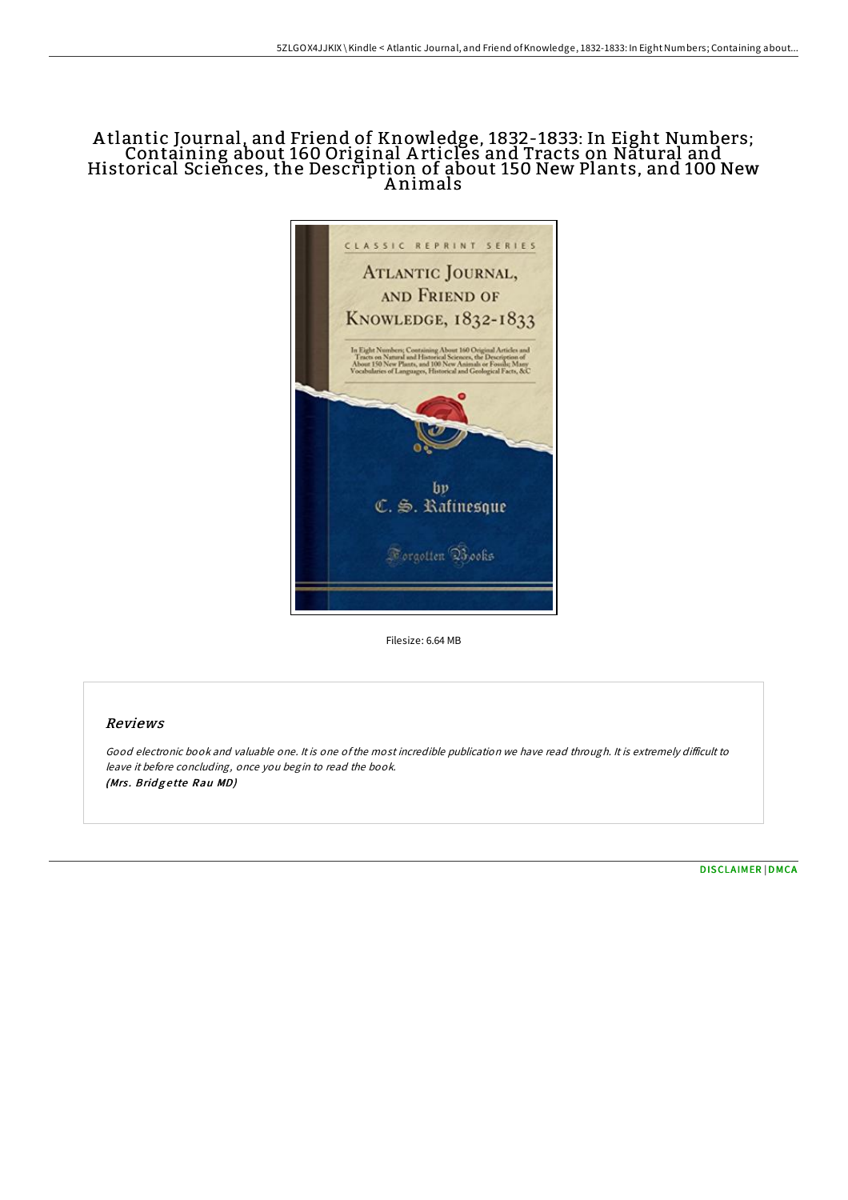# Atlantic Journal, and Friend of Knowledge, 1832-1833: In Eight Numbers; Containing about 160 Original Articles and Tracts on Natural and Historical Sciences, the Description of about 150 New Plants, and 100 New Animals

Filesize: 6.64 MB

## Reviews

*Good electronic book and valuable one. It is one of the most incredible publication we have read through. It is extremely difficult to leave it before concluding, once you begin to read the book.*
**(Mrs. Bridgette Rau MD)**

DISCLAIMER | DMCA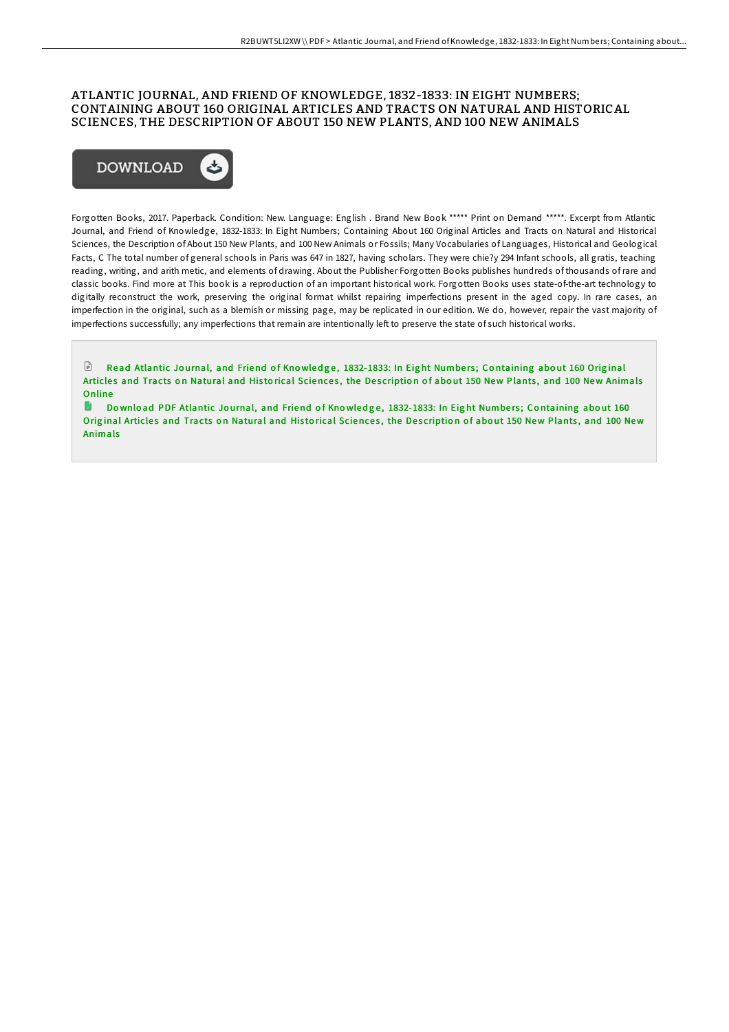# ATLANTIC JOURNAL, AND FRIEND OF KNOWLEDGE, 1832-1833: IN EIGHT NUMBERS; CONTAINING ABOUT 160 ORIGINAL ARTICLES AND TRACTS ON NATURAL AND HISTORICAL SCIENCES, THE DESCRIPTION OF ABOUT 150 NEW PLANTS, AND 100 NEW ANIMALS

DOWNLOAD

Forgotten Books, 2017. Paperback. Condition: New. Language: English . Brand New Book ***** Print on Demand *****. Excerpt from Atlantic Journal, and Friend of Knowledge, 1832-1833: In Eight Numbers; Containing About 160 Original Articles and Tracts on Natural and Historical Sciences, the Description of About 150 New Plants, and 100 New Animals or Fossils; Many Vocabularies of Languages, Historical and Geological Facts, C The total number of general schools in Paris was 647 in 1827, having scholars. They were chie?y 294 Infant schools, all gratis, teaching reading, writing, and arith metic, and elements of drawing. About the Publisher Forgotten Books publishes hundreds of thousands of rare and classic books. Find more at This book is a reproduction of an important historical work. Forgotten Books uses state-of-the-art technology to digitally reconstruct the work, preserving the original format whilst repairing imperfections present in the aged copy. In rare cases, an imperfection in the original, such as a blemish or missing page, may be replicated in our edition. We do, however, repair the vast majority of imperfections successfully; any imperfections that remain are intentionally left to preserve the state of such historical works.

Read Atlantic Journal, and Friend of Knowledge, 1832-1833: In Eight Numbers; Containing about 160 Original Articles and Tracts on Natural and Historical Sciences, the Description of about 150 New Plants, and 100 New Animals Online

Download PDF Atlantic Journal, and Friend of Knowledge, 1832-1833: In Eight Numbers; Containing about 160 Original Articles and Tracts on Natural and Historical Sciences, the Description of about 150 New Plants, and 100 New Animals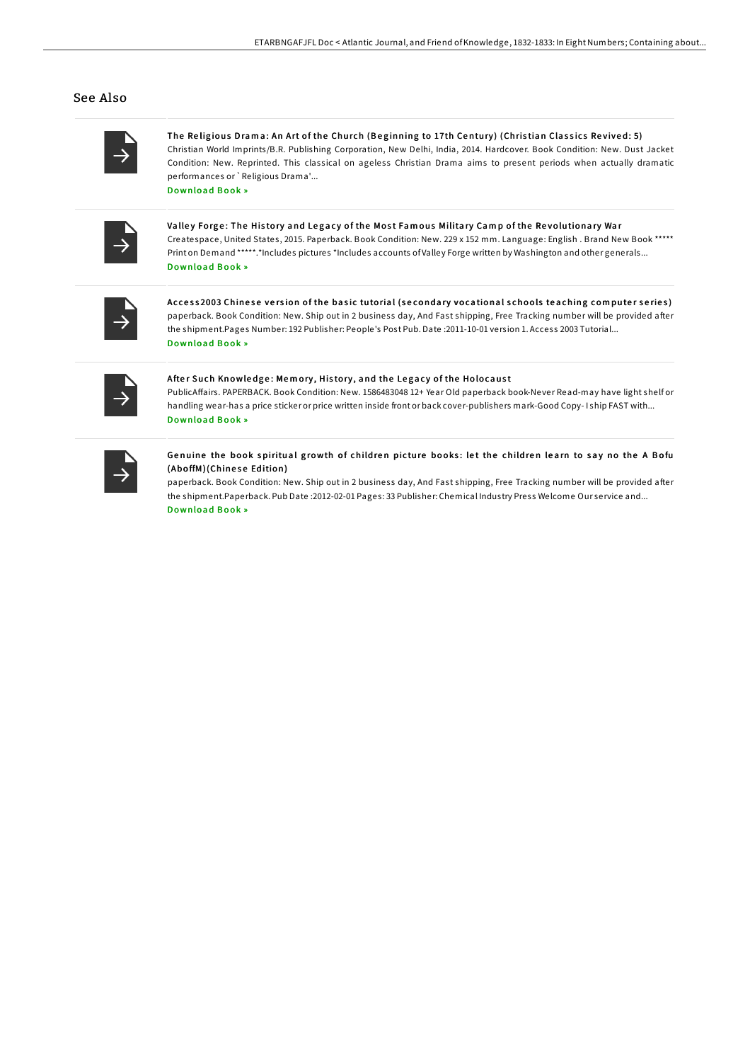## See Also

**The Religious Drama: An Art of the Church (Beginning to 17th Century) (Christian Classics Revived: 5)**

Christian World Imprints/B.R. Publishing Corporation, New Delhi, India, 2014. Hardcover. Book Condition: New. Dust Jacket Condition: New. Reprinted. This classical on ageless Christian Drama aims to present periods when actually dramatic performances or `Religious Drama'...

Download Book »

**Valley Forge: The History and Legacy of the Most Famous Military Camp of the Revolutionary War**

Createspace, United States, 2015. Paperback. Book Condition: New. 229 x 152 mm. Language: English . Brand New Book ***** Print on Demand *****.*Includes pictures *Includes accounts of Valley Forge written by Washington and other generals...

Download Book »

**Access2003 Chinese version of the basic tutorial (secondary vocational schools teaching computer series)**

paperback. Book Condition: New. Ship out in 2 business day, And Fast shipping, Free Tracking number will be provided after the shipment.Pages Number: 192 Publisher: People's Post Pub. Date :2011-10-01 version 1. Access 2003 Tutorial...

Download Book »

**After Such Knowledge: Memory, History, and the Legacy of the Holocaust**

PublicAffairs. PAPERBACK. Book Condition: New. 1586483048 12+ Year Old paperback book-Never Read-may have light shelf or handling wear-has a price sticker or price written inside front or back cover-publishers mark-Good Copy- I ship FAST with...

Download Book »

**Genuine the book spiritual growth of children picture books: let the children learn to say no the A Bofu (AboffM)(Chinese Edition)**

paperback. Book Condition: New. Ship out in 2 business day, And Fast shipping, Free Tracking number will be provided after the shipment.Paperback. Pub Date :2012-02-01 Pages: 33 Publisher: Chemical Industry Press Welcome Our service and...

Download Book »